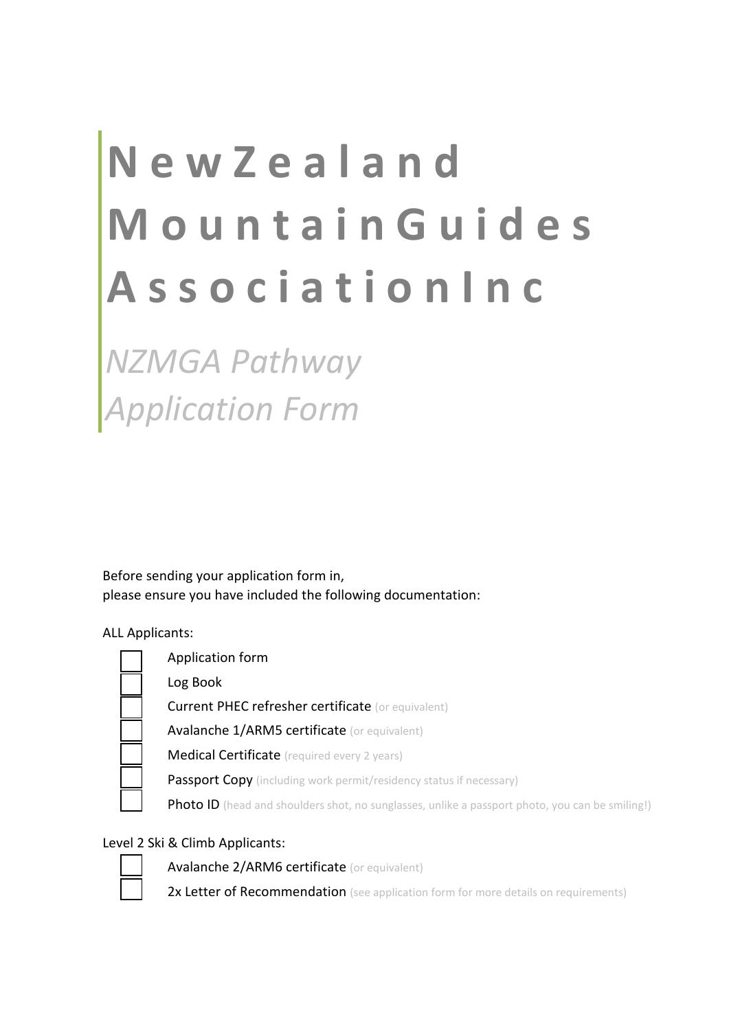# New Zealand Mountain Guides Association Inc

*NZMGA Pathway Application Form*

Before sending your application form in,
please ensure you have included the following documentation:

ALL Applicants:

- [ ] Application form
- [ ] Log Book
- [ ] Current PHEC refresher certificate (or equivalent)
- [ ] Avalanche 1/ARM5 certificate (or equivalent)
- [ ] Medical Certificate (required every 2 years)
- [ ] Passport Copy (including work permit/residency status if necessary)
- [ ] Photo ID (head and shoulders shot, no sunglasses, unlike a passport photo, you can be smiling!)

Level 2 Ski & Climb Applicants:

- [ ] Avalanche 2/ARM6 certificate (or equivalent)
- [ ] 2x Letter of Recommendation (see application form for more details on requirements)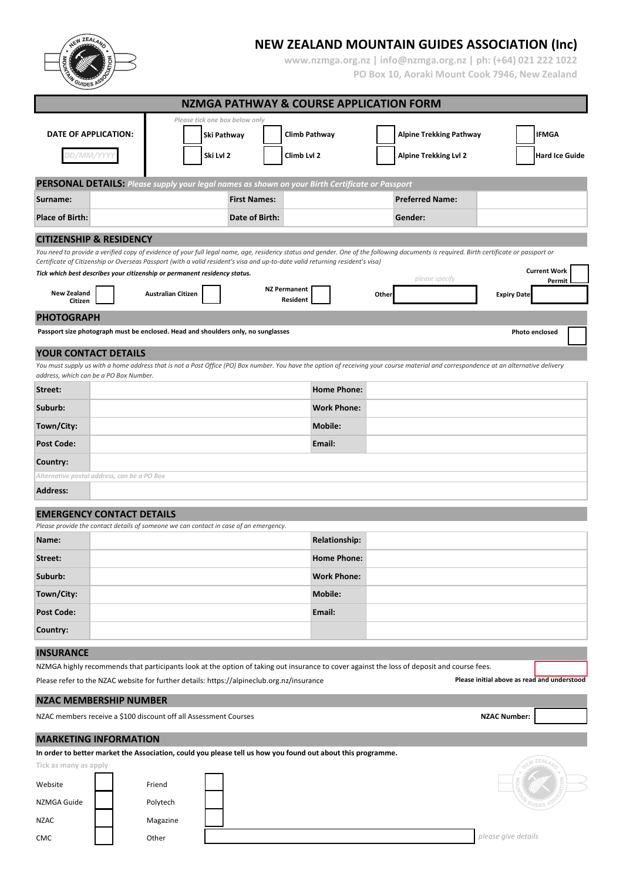# NEW ZEALAND MOUNTAIN GUIDES ASSOCIATION (Inc)

**www.nzmga.org.nz | info@nzmga.org.nz | ph: (+64) 021 222 1022**

**PO Box 10, Aoraki Mount Cook 7946, New Zealand**

## NZMGA PATHWAY & COURSE APPLICATION FORM

| DATE OF APPLICATION: | *Please tick one box below only* | | | |
|---|---|---|---|---|
| *DD/MM/YYYY* | ☐ Ski Pathway | ☐ Climb Pathway | ☐ Alpine Trekking Pathway | ☐ IFMGA |
| | ☐ Ski Lvl 2 | ☐ Climb Lvl 2 | ☐ Alpine Trekking Lvl 2 | ☐ Hard Ice Guide |

### PERSONAL DETAILS: *Please supply your legal names as shown on your Birth Certificate or Passport*

| | | | | | |
|---|---|---|---|---|---|
| **Surname:** | | **First Names:** | | **Preferred Name:** | |
| **Place of Birth:** | | **Date of Birth:** | | **Gender:** | |

### CITIZENSHIP & RESIDENCY

*You need to provide a verified copy of evidence of your full legal name, age, residency status and gender. One of the following documents is required. Birth certificate or passport or Certificate of Citizenship or Overseas Passport (with a valid resident's visa and up-to-date valid returning resident's visa)*

*Tick which best describes your citizenship or permanent residency status.*

New Zealand Citizen ☐ Australian Citizen ☐ NZ Permanent Resident ☐ Other ______ *please specify* Current Work Permit ☐ Expiry Date ______

### PHOTOGRAPH

**Passport size photograph must be enclosed. Head and shoulders only, no sunglasses** **Photo enclosed** ☐

### YOUR CONTACT DETAILS

*You must supply us with a home address that is not a Post Office (PO) Box number. You have the option of receiving your course material and correspondence at an alternative delivery address, which can be a PO Box Number.*

| | | | |
|---|---|---|---|
| **Street:** | | **Home Phone:** | |
| **Suburb:** | | **Work Phone:** | |
| **Town/City:** | | **Mobile:** | |
| **Post Code:** | | **Email:** | |
| **Country:** | | | |

*Alternative postal address, can be a PO Box*

| | |
|---|---|
| **Address:** | |

### EMERGENCY CONTACT DETAILS

*Please provide the contact details of someone we can contact in case of an emergency.*

| | | | |
|---|---|---|---|
| **Name:** | | **Relationship:** | |
| **Street:** | | **Home Phone:** | |
| **Suburb:** | | **Work Phone:** | |
| **Town/City:** | | **Mobile:** | |
| **Post Code:** | | **Email:** | |
| **Country:** | | | |

### INSURANCE

NZMGA highly recommends that participants look at the option of taking out insurance to cover against the loss of deposit and course fees.

Please refer to the NZAC website for further details: https://alpineclub.org.nz/insurance

**Please initial above as read and understood**

### NZAC MEMBERSHIP NUMBER

NZAC members receive a $100 discount off all Assessment Courses **NZAC Number:** ______

### MARKETING INFORMATION

**In order to better market the Association, could you please tell us how you found out about this programme.**

*Tick as many as apply*

| | | | |
|---|---|---|---|
| Website | ☐ | Friend | ☐ |
| NZMGA Guide | ☐ | Polytech | ☐ |
| NZAC | ☐ | Magazine | ☐ |
| CMC | ☐ | Other | ______ *please give details* |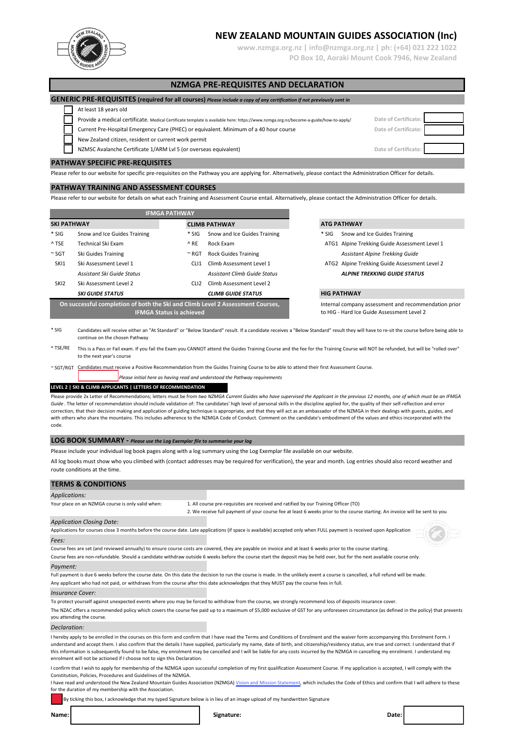# NEW ZEALAND MOUNTAIN GUIDES ASSOCIATION (Inc)

www.nzmga.org.nz | info@nzmga.org.nz | ph: (+64) 021 222 1022
PO Box 10, Aoraki Mount Cook 7946, New Zealand

## NZMGA PRE-REQUISITES AND DECLARATION

### GENERIC PRE-REQUISITES (required for all courses) *Please include a copy of any certification if not previously sent in*

- ☐ At least 18 years old
- ☐ Provide a medical certificate. Medical Certificate template is available here: https://www.nzmga.org.nz/become-a-guide/how-to-apply/ — Date of Certificate: ________
- ☐ Current Pre-Hospital Emergency Care (PHEC) or equivalent. Minimum of a 40 hour course — Date of Certificate: ________
- ☐ New Zealand citizen, resident or current work permit
- ☐ NZMSC Avalanche Certificate 1/ARM Lvl 5 (or overseas equivalent) — Date of Certificate: ________

### PATHWAY SPECIFIC PRE-REQUISITES

Please refer to our website for specific pre-requisites on the Pathway you are applying for. Alternatively, please contact the Administration Officer for details.

### PATHWAY TRAINING AND ASSESSMENT COURSES

Please refer to our website for details on what each Training and Assessment Course entail. Alternatively, please contact the Administration Officer for details.

| IFMGA PATHWAY | | | |
|---|---|---|---|
| **SKI PATHWAY** | | **CLIMB PATHWAY** | |
| * SIG | Snow and Ice Guides Training | * SIG | Snow and Ice Guides Training |
| ^ TSE | Technical Ski Exam | ^ RE | Rock Exam |
| ~ SGT | Ski Guides Training | ~ RGT | Rock Guides Training |
| SKI1 | Ski Assessment Level 1 | CLI1 | Climb Assessment Level 1 |
| | *Assistant Ski Guide Status* | | *Assistant Climb Guide Status* |
| SKI2 | Ski Assessment Level 2 | CLI2 | Climb Assessment Level 2 |
| | ***SKI GUIDE STATUS*** | | ***CLIMB GUIDE STATUS*** |

**On successful completion of both the Ski and Climb Level 2 Assessment Courses, IFMGA Status is achieved**

| ATG PATHWAY | |
|---|---|
| * SIG | Snow and Ice Guides Training |
| ATG1 | Alpine Trekking Guide Assessment Level 1 |
| | *Assistant Alpine Trekking Guide* |
| ATG2 | Alpine Trekking Guide Assessment Level 2 |
| | ***ALPINE TREKKING GUIDE STATUS*** |

**HIG PATHWAY**

Internal company assessment and recommendation prior to HIG - Hard Ice Guide Assessment Level 2

* SIG — Candidates will receive either an "At Standard" or "Below Standard" result. If a candidate receives a "Below Standard" result they will have to re-sit the course before being able to continue on the chosen Pathway

^ TSE/RE — This is a Pass or Fail exam. If you fail the Exam you CANNOT attend the Guides Training Course and the fee for the Training Course will NOT be refunded, but will be "rolled over" to the next year's course

~ SGT/RGT — Candidates must receive a Positive Recommendation from the Guides Training Course to be able to attend their first Assessment Course.

________ *Please initial here as having read and understood the Pathway requirements*

**LEVEL 2 | SKI & CLIMB APPLICANTS | LETTERS OF RECOMMENDATION**

Please provide 2x Letter of Recommendations; letters must be from *two NZMGA Current Guides who have supervised the Applicant in the previous 12 months, one of which must be an IFMGA Guide*. The letter of recommendation should include validation of: The candidates' high level of personal skills in the discipline applied for, the quality of their self-reflection and error correction, that their decision making and application of guiding technique is appropriate, and that they will act as an ambassador of the NZMGA in their dealings with guests, guides, and with others who share the mountains. This includes adherence to the NZMGA Code of Conduct. Comment on the candidate's embodiment of the values and ethics incorporated with the code.

### LOG BOOK SUMMARY - *Please use the Log Exemplar file to summarise your log*

Please include your individual log book pages along with a log summary using the Log Exemplar file available on our website.

All log books must show who you climbed with (contact addresses may be required for verification), the year and month. Log entries should also record weather and route conditions at the time.

### TERMS & CONDITIONS

*Applications:*

Your place on an NZMGA course is only valid when:

1. All course pre-requisites are received and ratified by our Training Officer (TO)
2. We receive full payment of your course fee at least 6 weeks prior to the course starting. An invoice will be sent to you

*Application Closing Date:*

Applications for courses close 3 months before the course date. Late applications (if space is available) accepted only when FULL payment is received upon Application

*Fees:*

Course fees are set (and reviewed annually) to ensure course costs are covered, they are payable on invoice and at least 6 weeks prior to the course starting.

Course fees are non-refundable. Should a candidate withdraw outside 6 weeks before the course start the deposit may be held over, but for the next available course only.

*Payment:*

Full payment is due 6 weeks before the course date. On this date the decision to run the course is made. In the unlikely event a course is cancelled, a full refund will be made.

Any applicant who had not paid, or withdraws from the course after this date acknowledges that they MUST pay the course fees in full.

*Insurance Cover:*

To protect yourself against unexpected events where you may be forced to withdraw from the course, we strongly recommend loss of deposits insurance cover.

The NZAC offers a recommended policy which covers the course fee paid up to a maximum of $5,000 exclusive of GST for any unforeseen circumstance (as defined in the policy) that prevents you attending the course.

*Declaration:*

I hereby apply to be enrolled in the courses on this form and confirm that I have read the Terms and Conditions of Enrolment and the waiver form accompanying this Enrolment Form. I understand and accept them. I also confirm that the details I have supplied, particularly my name, date of birth, and citizenship/residency status, are true and correct. I understand that if this information is subsequently found to be false, my enrolment may be cancelled and I will be liable for any costs incurred by the NZMGA in cancelling my enrolment. I understand my enrolment will not be actioned if I choose not to sign this Declaration.

I confirm that I wish to apply for membership of the NZMGA upon successful completion of my first qualification Assessment Course. If my application is accepted, I will comply with the Constitution, Policies, Procedures and Guidelines of the NZMGA.

I have read and understood the New Zealand Mountain Guides Association (NZMGA) Vision and Mission Statement, which includes the Code of Ethics and confirm that I will adhere to these for the duration of my membership with the Association.

☐ By ticking this box, I acknowledge that my typed Signature below is in lieu of an image upload of my handwritten Signature

**Name:** ________ **Signature:** ________ **Date:** ________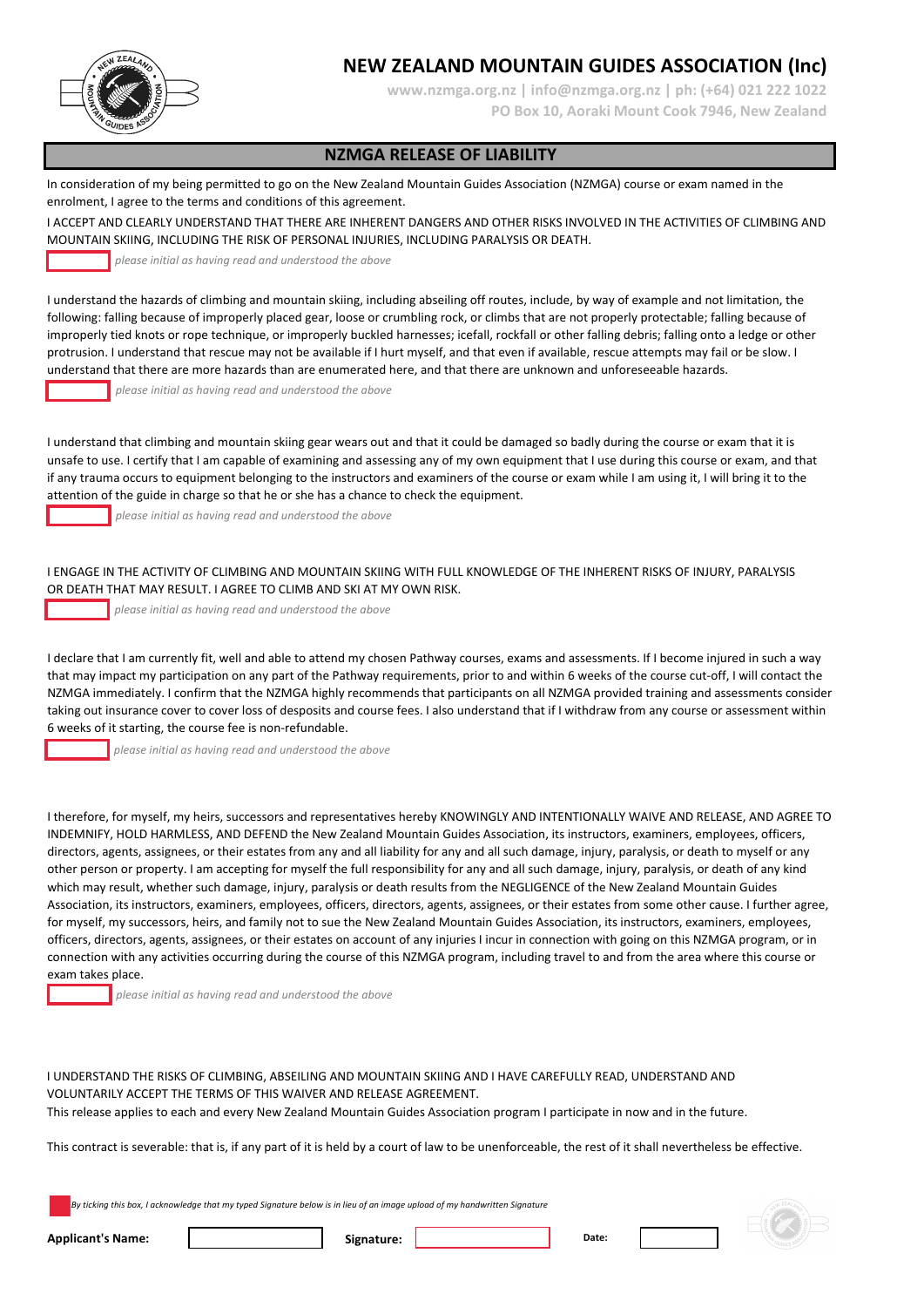# NEW ZEALAND MOUNTAIN GUIDES ASSOCIATION (Inc)

**www.nzmga.org.nz | info@nzmga.org.nz | ph: (+64) 021 222 1022**
**PO Box 10, Aoraki Mount Cook 7946, New Zealand**

## NZMGA RELEASE OF LIABILITY

In consideration of my being permitted to go on the New Zealand Mountain Guides Association (NZMGA) course or exam named in the enrolment, I agree to the terms and conditions of this agreement.

I ACCEPT AND CLEARLY UNDERSTAND THAT THERE ARE INHERENT DANGERS AND OTHER RISKS INVOLVED IN THE ACTIVITIES OF CLIMBING AND MOUNTAIN SKIING, INCLUDING THE RISK OF PERSONAL INJURIES, INCLUDING PARALYSIS OR DEATH.

*please initial as having read and understood the above*

I understand the hazards of climbing and mountain skiing, including abseiling off routes, include, by way of example and not limitation, the following: falling because of improperly placed gear, loose or crumbling rock, or climbs that are not properly protectable; falling because of improperly tied knots or rope technique, or improperly buckled harnesses; icefall, rockfall or other falling debris; falling onto a ledge or other protrusion. I understand that rescue may not be available if I hurt myself, and that even if available, rescue attempts may fail or be slow. I understand that there are more hazards than are enumerated here, and that there are unknown and unforeseeable hazards.

*please initial as having read and understood the above*

I understand that climbing and mountain skiing gear wears out and that it could be damaged so badly during the course or exam that it is unsafe to use. I certify that I am capable of examining and assessing any of my own equipment that I use during this course or exam, and that if any trauma occurs to equipment belonging to the instructors and examiners of the course or exam while I am using it, I will bring it to the attention of the guide in charge so that he or she has a chance to check the equipment.

*please initial as having read and understood the above*

I ENGAGE IN THE ACTIVITY OF CLIMBING AND MOUNTAIN SKIING WITH FULL KNOWLEDGE OF THE INHERENT RISKS OF INJURY, PARALYSIS OR DEATH THAT MAY RESULT. I AGREE TO CLIMB AND SKI AT MY OWN RISK.

*please initial as having read and understood the above*

I declare that I am currently fit, well and able to attend my chosen Pathway courses, exams and assessments. If I become injured in such a way that may impact my participation on any part of the Pathway requirements, prior to and within 6 weeks of the course cut-off, I will contact the NZMGA immediately. I confirm that the NZMGA highly recommends that participants on all NZMGA provided training and assessments consider taking out insurance cover to cover loss of desposits and course fees. I also understand that if I withdraw from any course or assessment within 6 weeks of it starting, the course fee is non-refundable.

*please initial as having read and understood the above*

I therefore, for myself, my heirs, successors and representatives hereby KNOWINGLY AND INTENTIONALLY WAIVE AND RELEASE, AND AGREE TO INDEMNIFY, HOLD HARMLESS, AND DEFEND the New Zealand Mountain Guides Association, its instructors, examiners, employees, officers, directors, agents, assignees, or their estates from any and all liability for any and all such damage, injury, paralysis, or death to myself or any other person or property. I am accepting for myself the full responsibility for any and all such damage, injury, paralysis, or death of any kind which may result, whether such damage, injury, paralysis or death results from the NEGLIGENCE of the New Zealand Mountain Guides Association, its instructors, examiners, employees, officers, directors, agents, assignees, or their estates from some other cause. I further agree, for myself, my successors, heirs, and family not to sue the New Zealand Mountain Guides Association, its instructors, examiners, employees, officers, directors, agents, assignees, or their estates on account of any injuries I incur in connection with going on this NZMGA program, or in connection with any activities occurring during the course of this NZMGA program, including travel to and from the area where this course or exam takes place.

*please initial as having read and understood the above*

I UNDERSTAND THE RISKS OF CLIMBING, ABSEILING AND MOUNTAIN SKIING AND I HAVE CAREFULLY READ, UNDERSTAND AND VOLUNTARILY ACCEPT THE TERMS OF THIS WAIVER AND RELEASE AGREEMENT.

This release applies to each and every New Zealand Mountain Guides Association program I participate in now and in the future.

This contract is severable: that is, if any part of it is held by a court of law to be unenforceable, the rest of it shall nevertheless be effective.

*By ticking this box, I acknowledge that my typed Signature below is in lieu of an image upload of my handwritten Signature*

**Applicant's Name:** ____________ **Signature:** ____________ **Date:** ____________